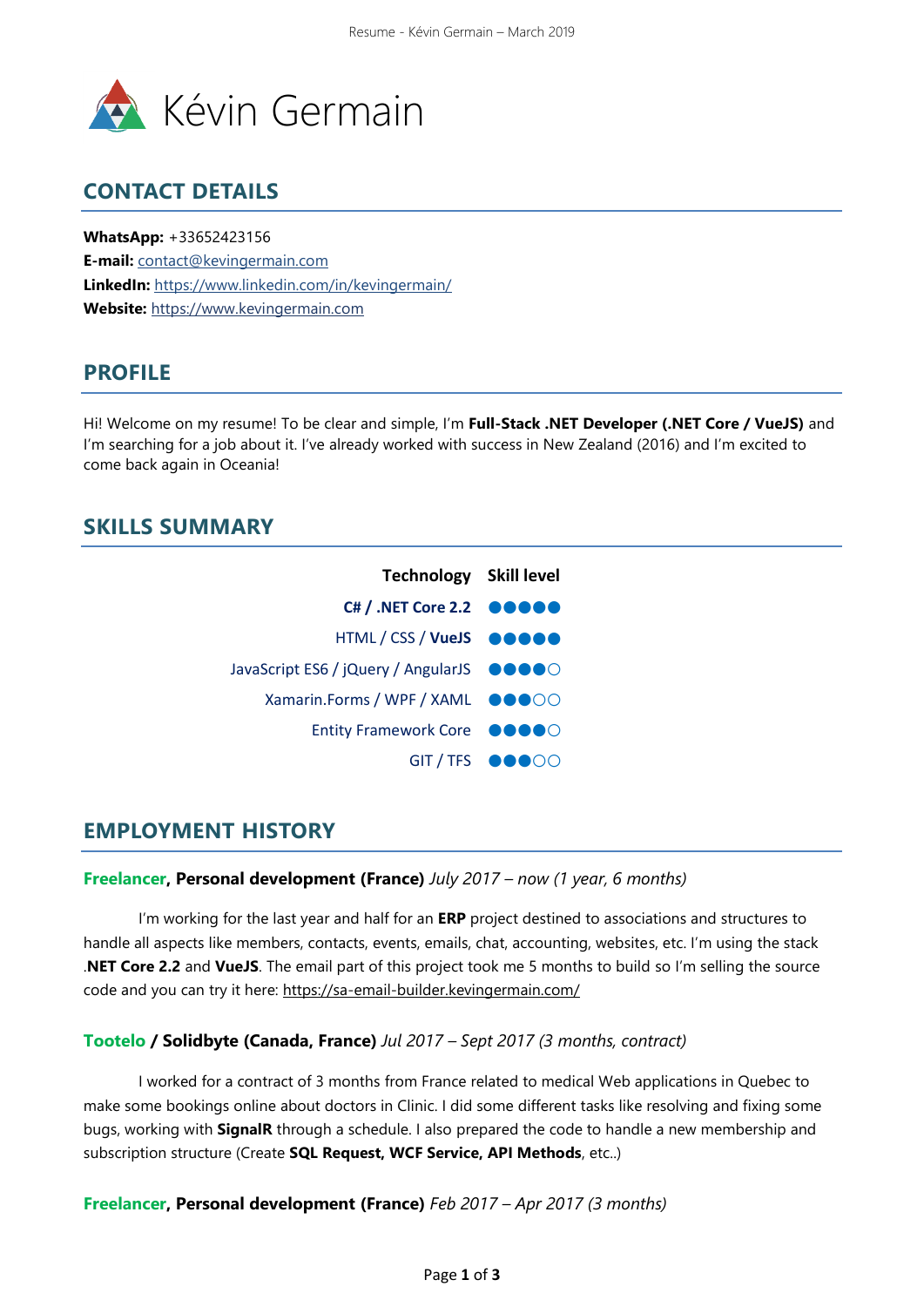# Kévin Germain

## CONTACT DETAILS

**WhatsApp:** +33652423156
**E-mail:** contact@kevingermain.com
**LinkedIn:** https://www.linkedin.com/in/kevingermain/
**Website:** https://www.kevingermain.com

## PROFILE

Hi! Welcome on my resume! To be clear and simple, I'm **Full-Stack .NET Developer (.NET Core / VueJS)** and I'm searching for a job about it. I've already worked with success in New Zealand (2016) and I'm excited to come back again in Oceania!

## SKILLS SUMMARY

| Technology | Skill level |
| --- | --- |
| **C# / .NET Core 2.2** | ●●●●● |
| HTML / CSS / **VueJS** | ●●●●● |
| JavaScript ES6 / jQuery / AngularJS | ●●●●○ |
| Xamarin.Forms / WPF / XAML | ●●●○○ |
| Entity Framework Core | ●●●●○ |
| GIT / TFS | ●●●○○ |

## EMPLOYMENT HISTORY

**Freelancer, Personal development (France)** *July 2017 – now (1 year, 6 months)*

I'm working for the last year and half for an **ERP** project destined to associations and structures to handle all aspects like members, contacts, events, emails, chat, accounting, websites, etc. I'm using the stack .**NET Core 2.2** and **VueJS**. The email part of this project took me 5 months to build so I'm selling the source code and you can try it here: https://sa-email-builder.kevingermain.com/

**Tootelo / Solidbyte (Canada, France)** *Jul 2017 – Sept 2017 (3 months, contract)*

I worked for a contract of 3 months from France related to medical Web applications in Quebec to make some bookings online about doctors in Clinic. I did some different tasks like resolving and fixing some bugs, working with **SignalR** through a schedule. I also prepared the code to handle a new membership and subscription structure (Create **SQL Request, WCF Service, API Methods**, etc..)

**Freelancer, Personal development (France)** *Feb 2017 – Apr 2017 (3 months)*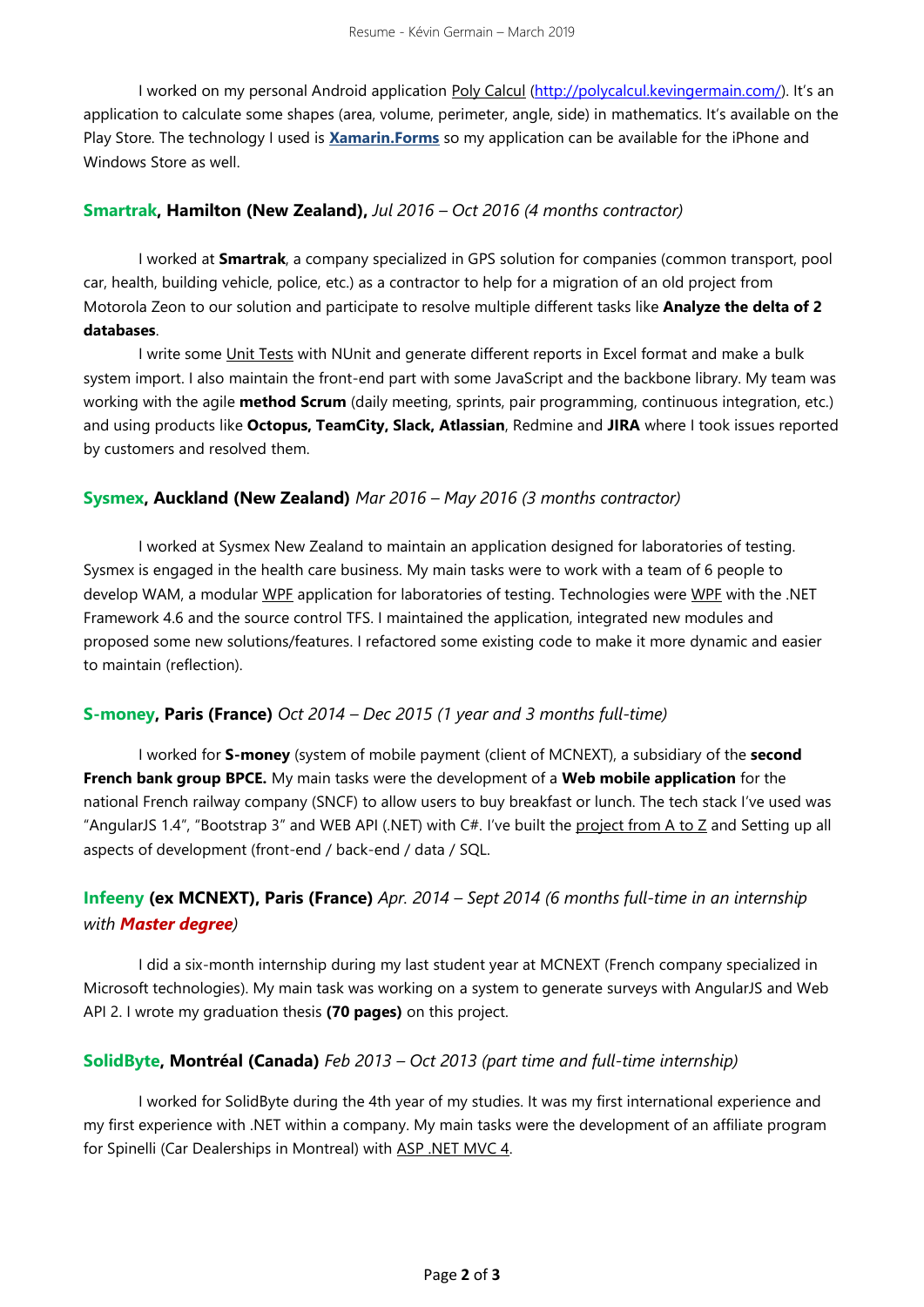I worked on my personal Android application Poly Calcul (http://polycalcul.kevingermain.com/). It's an application to calculate some shapes (area, volume, perimeter, angle, side) in mathematics. It's available on the Play Store. The technology I used is **Xamarin.Forms** so my application can be available for the iPhone and Windows Store as well.

### **Smartrak, Hamilton (New Zealand),** *Jul 2016 – Oct 2016 (4 months contractor)*

I worked at **Smartrak**, a company specialized in GPS solution for companies (common transport, pool car, health, building vehicle, police, etc.) as a contractor to help for a migration of an old project from Motorola Zeon to our solution and participate to resolve multiple different tasks like **Analyze the delta of 2 databases**.

I write some Unit Tests with NUnit and generate different reports in Excel format and make a bulk system import. I also maintain the front-end part with some JavaScript and the backbone library. My team was working with the agile **method Scrum** (daily meeting, sprints, pair programming, continuous integration, etc.) and using products like **Octopus, TeamCity, Slack, Atlassian**, Redmine and **JIRA** where I took issues reported by customers and resolved them.

### **Sysmex, Auckland (New Zealand)** *Mar 2016 – May 2016 (3 months contractor)*

I worked at Sysmex New Zealand to maintain an application designed for laboratories of testing. Sysmex is engaged in the health care business. My main tasks were to work with a team of 6 people to develop WAM, a modular WPF application for laboratories of testing. Technologies were WPF with the .NET Framework 4.6 and the source control TFS. I maintained the application, integrated new modules and proposed some new solutions/features. I refactored some existing code to make it more dynamic and easier to maintain (reflection).

### **S-money, Paris (France)** *Oct 2014 – Dec 2015 (1 year and 3 months full-time)*

I worked for **S-money** (system of mobile payment (client of MCNEXT), a subsidiary of the **second French bank group BPCE.** My main tasks were the development of a **Web mobile application** for the national French railway company (SNCF) to allow users to buy breakfast or lunch. The tech stack I've used was "AngularJS 1.4", "Bootstrap 3" and WEB API (.NET) with C#. I've built the project from A to Z and Setting up all aspects of development (front-end / back-end / data / SQL.

### **Infeeny (ex MCNEXT), Paris (France)** *Apr. 2014 – Sept 2014 (6 months full-time in an internship with **Master degree**)*

I did a six-month internship during my last student year at MCNEXT (French company specialized in Microsoft technologies). My main task was working on a system to generate surveys with AngularJS and Web API 2. I wrote my graduation thesis **(70 pages)** on this project.

### **SolidByte, Montréal (Canada)** *Feb 2013 – Oct 2013 (part time and full-time internship)*

I worked for SolidByte during the 4th year of my studies. It was my first international experience and my first experience with .NET within a company. My main tasks were the development of an affiliate program for Spinelli (Car Dealerships in Montreal) with ASP .NET MVC 4.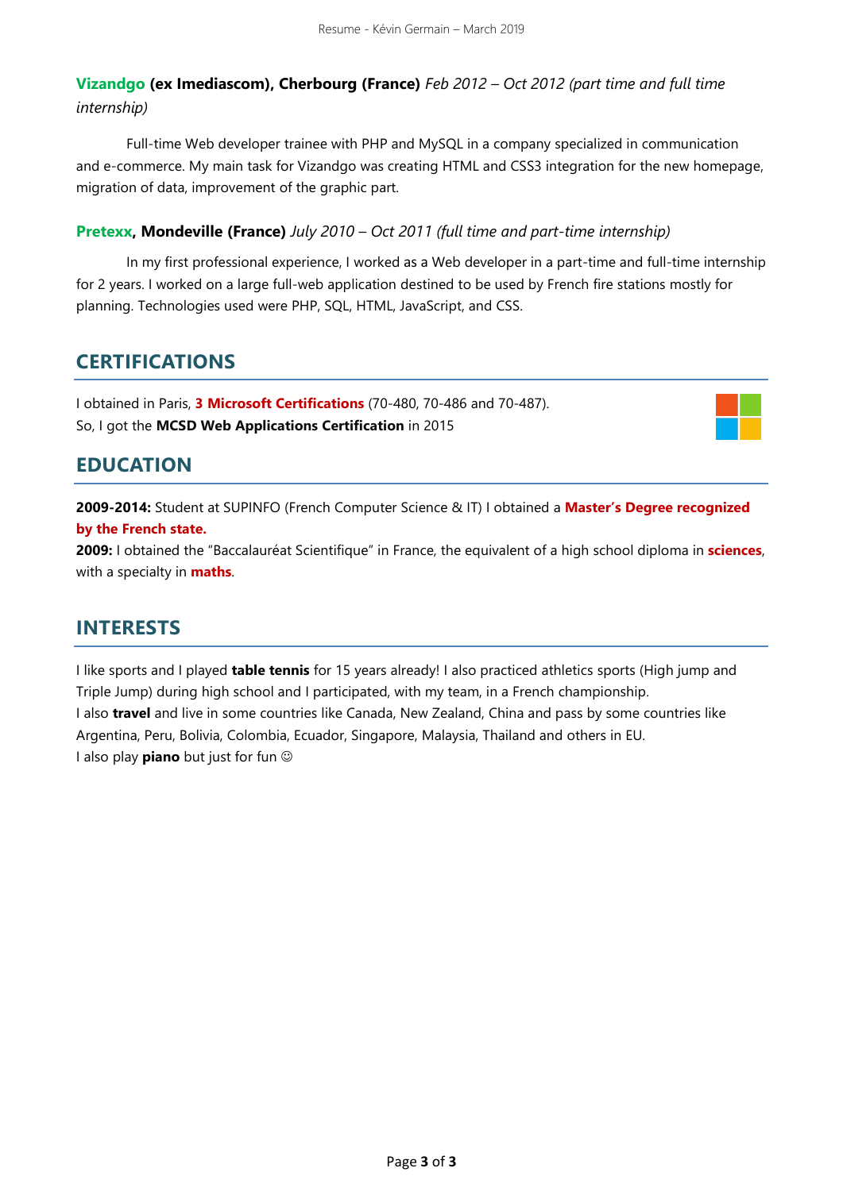**Vizandgo (ex Imediascom), Cherbourg (France)** *Feb 2012 – Oct 2012 (part time and full time internship)*

Full-time Web developer trainee with PHP and MySQL in a company specialized in communication and e-commerce. My main task for Vizandgo was creating HTML and CSS3 integration for the new homepage, migration of data, improvement of the graphic part.

**Pretexx, Mondeville (France)** *July 2010 – Oct 2011 (full time and part-time internship)*

In my first professional experience, I worked as a Web developer in a part-time and full-time internship for 2 years. I worked on a large full-web application destined to be used by French fire stations mostly for planning. Technologies used were PHP, SQL, HTML, JavaScript, and CSS.

## CERTIFICATIONS

I obtained in Paris, **3 Microsoft Certifications** (70-480, 70-486 and 70-487).
So, I got the **MCSD Web Applications Certification** in 2015

## EDUCATION

**2009-2014:** Student at SUPINFO (French Computer Science & IT) I obtained a **Master's Degree recognized by the French state.**
**2009:** I obtained the "Baccalauréat Scientifique" in France, the equivalent of a high school diploma in **sciences**, with a specialty in **maths**.

## INTERESTS

I like sports and I played **table tennis** for 15 years already! I also practiced athletics sports (High jump and Triple Jump) during high school and I participated, with my team, in a French championship.
I also **travel** and live in some countries like Canada, New Zealand, China and pass by some countries like Argentina, Peru, Bolivia, Colombia, Ecuador, Singapore, Malaysia, Thailand and others in EU.
I also play **piano** but just for fun ☺